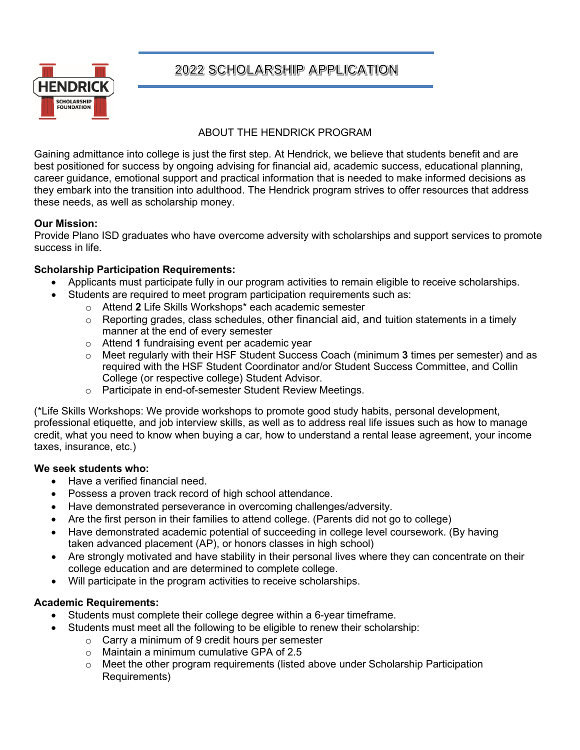# 2022 SCHOLARSHIP APPLICATION

## ABOUT THE HENDRICK PROGRAM

Gaining admittance into college is just the first step. At Hendrick, we believe that students benefit and are best positioned for success by ongoing advising for financial aid, academic success, educational planning, career guidance, emotional support and practical information that is needed to make informed decisions as they embark into the transition into adulthood. The Hendrick program strives to offer resources that address these needs, as well as scholarship money.

**Our Mission:**
Provide Plano ISD graduates who have overcome adversity with scholarships and support services to promote success in life.

**Scholarship Participation Requirements:**

- Applicants must participate fully in our program activities to remain eligible to receive scholarships.
- Students are required to meet program participation requirements such as:
  - Attend **2** Life Skills Workshops* each academic semester
  - Reporting grades, class schedules, other financial aid, and tuition statements in a timely manner at the end of every semester
  - Attend **1** fundraising event per academic year
  - Meet regularly with their HSF Student Success Coach (minimum **3** times per semester) and as required with the HSF Student Coordinator and/or Student Success Committee, and Collin College (or respective college) Student Advisor.
  - Participate in end-of-semester Student Review Meetings.

(*Life Skills Workshops: We provide workshops to promote good study habits, personal development, professional etiquette, and job interview skills, as well as to address real life issues such as how to manage credit, what you need to know when buying a car, how to understand a rental lease agreement, your income taxes, insurance, etc.)

**We seek students who:**

- Have a verified financial need.
- Possess a proven track record of high school attendance.
- Have demonstrated perseverance in overcoming challenges/adversity.
- Are the first person in their families to attend college. (Parents did not go to college)
- Have demonstrated academic potential of succeeding in college level coursework. (By having taken advanced placement (AP), or honors classes in high school)
- Are strongly motivated and have stability in their personal lives where they can concentrate on their college education and are determined to complete college.
- Will participate in the program activities to receive scholarships.

**Academic Requirements:**

- Students must complete their college degree within a 6-year timeframe.
- Students must meet all the following to be eligible to renew their scholarship:
  - Carry a minimum of 9 credit hours per semester
  - Maintain a minimum cumulative GPA of 2.5
  - Meet the other program requirements (listed above under Scholarship Participation Requirements)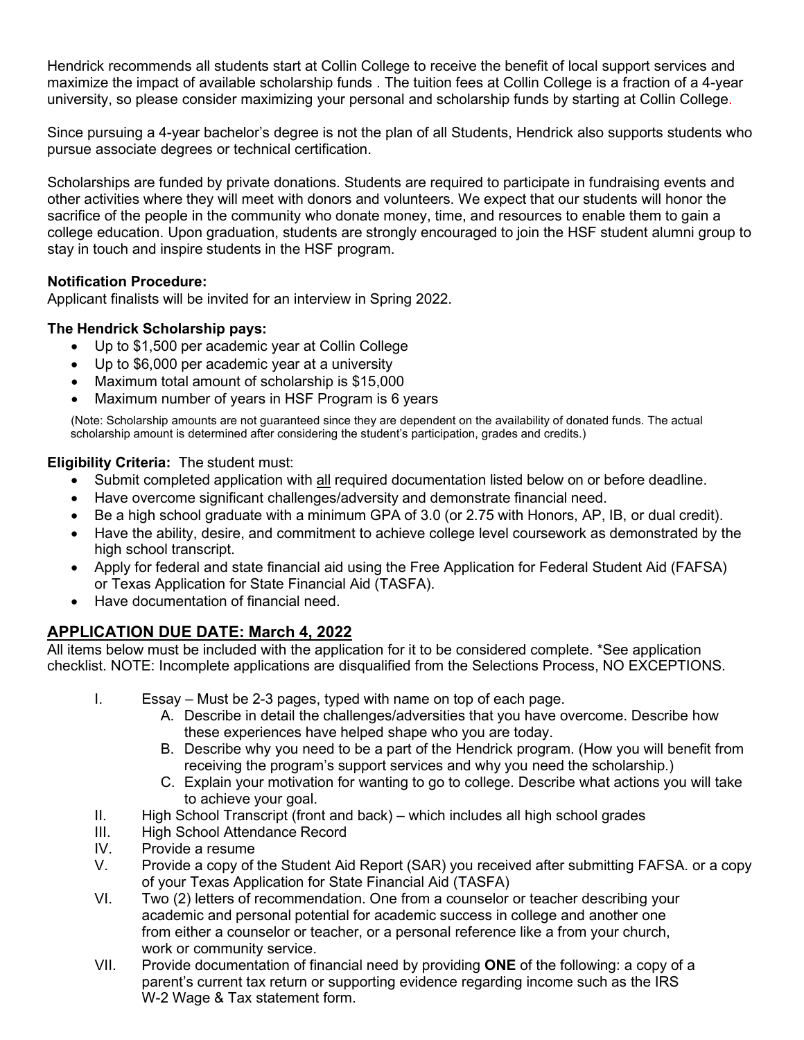Hendrick recommends all students start at Collin College to receive the benefit of local support services and maximize the impact of available scholarship funds . The tuition fees at Collin College is a fraction of a 4-year university, so please consider maximizing your personal and scholarship funds by starting at Collin College.

Since pursuing a 4-year bachelor's degree is not the plan of all Students, Hendrick also supports students who pursue associate degrees or technical certification.

Scholarships are funded by private donations. Students are required to participate in fundraising events and other activities where they will meet with donors and volunteers. We expect that our students will honor the sacrifice of the people in the community who donate money, time, and resources to enable them to gain a college education. Upon graduation, students are strongly encouraged to join the HSF student alumni group to stay in touch and inspire students in the HSF program.

**Notification Procedure:**
Applicant finalists will be invited for an interview in Spring 2022.

**The Hendrick Scholarship pays:**

- Up to $1,500 per academic year at Collin College
- Up to $6,000 per academic year at a university
- Maximum total amount of scholarship is $15,000
- Maximum number of years in HSF Program is 6 years

(Note: Scholarship amounts are not guaranteed since they are dependent on the availability of donated funds. The actual scholarship amount is determined after considering the student's participation, grades and credits.)

**Eligibility Criteria:** The student must:

- Submit completed application with <u>all</u> required documentation listed below on or before deadline.
- Have overcome significant challenges/adversity and demonstrate financial need.
- Be a high school graduate with a minimum GPA of 3.0 (or 2.75 with Honors, AP, IB, or dual credit).
- Have the ability, desire, and commitment to achieve college level coursework as demonstrated by the high school transcript.
- Apply for federal and state financial aid using the Free Application for Federal Student Aid (FAFSA) or Texas Application for State Financial Aid (TASFA).
- Have documentation of financial need.

## APPLICATION DUE DATE: March 4, 2022

All items below must be included with the application for it to be considered complete. *See application checklist. NOTE: Incomplete applications are disqualified from the Selections Process, NO EXCEPTIONS.

I. Essay – Must be 2-3 pages, typed with name on top of each page.
   A. Describe in detail the challenges/adversities that you have overcome. Describe how these experiences have helped shape who you are today.
   B. Describe why you need to be a part of the Hendrick program. (How you will benefit from receiving the program's support services and why you need the scholarship.)
   C. Explain your motivation for wanting to go to college. Describe what actions you will take to achieve your goal.

II. High School Transcript (front and back) – which includes all high school grades

III. High School Attendance Record

IV. Provide a resume

V. Provide a copy of the Student Aid Report (SAR) you received after submitting FAFSA. or a copy of your Texas Application for State Financial Aid (TASFA)

VI. Two (2) letters of recommendation. One from a counselor or teacher describing your academic and personal potential for academic success in college and another one from either a counselor or teacher, or a personal reference like a from your church, work or community service.

VII. Provide documentation of financial need by providing **ONE** of the following: a copy of a parent's current tax return or supporting evidence regarding income such as the IRS W-2 Wage & Tax statement form.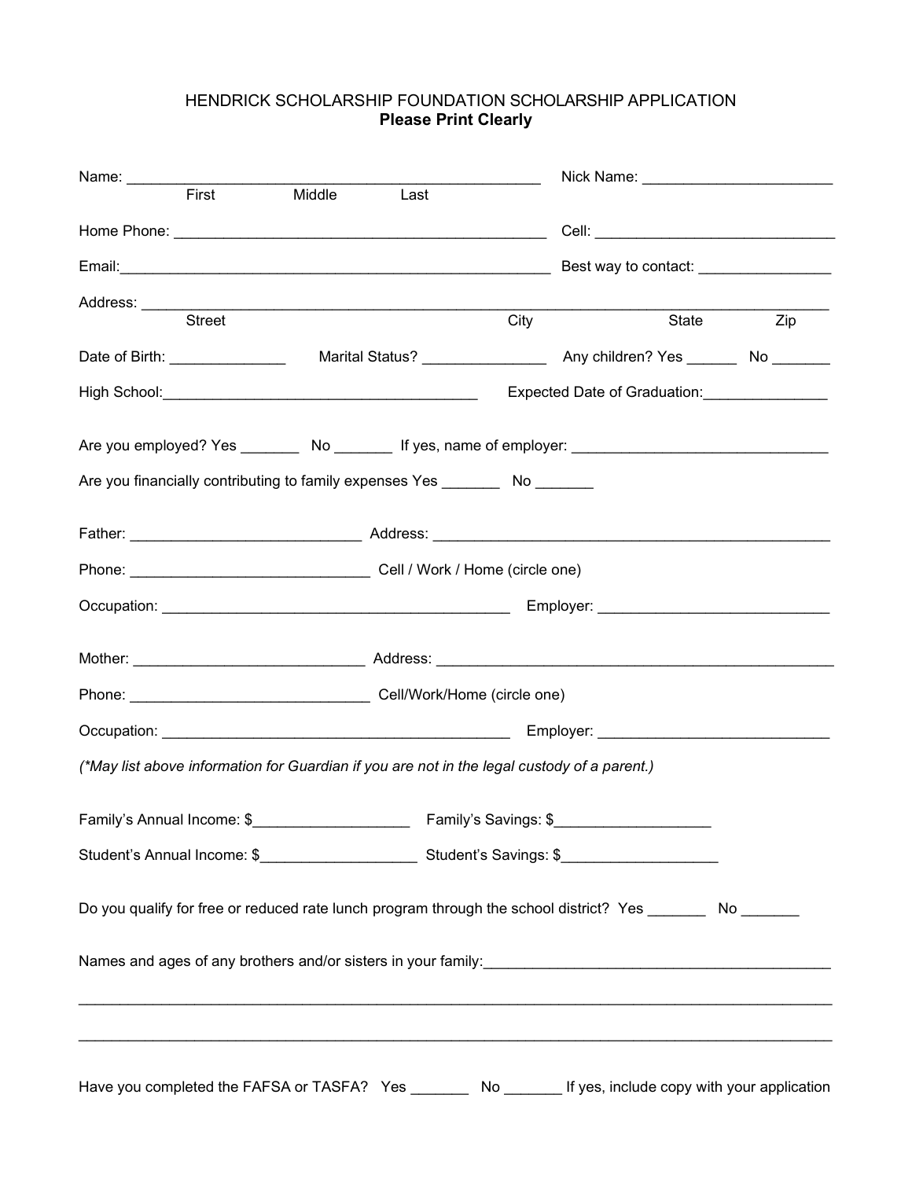HENDRICK SCHOLARSHIP FOUNDATION SCHOLARSHIP APPLICATION
**Please Print Clearly**

Name: ___________________________________________________ Nick Name: _______________________
First Middle Last

Home Phone: ______________________________________________ Cell: _____________________________

Email:____________________________________________________ Best way to contact: ________________

Address: _______________________________________________________________________________________
Street City State Zip

Date of Birth: ______________ Marital Status? _______________ Any children? Yes ______ No _______

High School:______________________________________ Expected Date of Graduation:_______________

Are you employed? Yes _______ No _______ If yes, name of employer: ______________________________

Are you financially contributing to family expenses Yes _______ No _______

Father: ___________________________ Address: _________________________________________________

Phone: _____________________________ Cell / Work / Home (circle one)

Occupation: __________________________________________ Employer: ____________________________

Mother: ___________________________ Address: _________________________________________________

Phone: _____________________________ Cell/Work/Home (circle one)

Occupation: __________________________________________ Employer: ____________________________

*(\*May list above information for Guardian if you are not in the legal custody of a parent.)*

Family's Annual Income: $___________________ Family's Savings: $___________________

Student's Annual Income: $___________________ Student's Savings: $___________________

Do you qualify for free or reduced rate lunch program through the school district? Yes _______ No _______

Names and ages of any brothers and/or sisters in your family:___________________________________________

_____________________________________________________________________________________________

_____________________________________________________________________________________________

Have you completed the FAFSA or TASFA? Yes _______ No _______ If yes, include copy with your application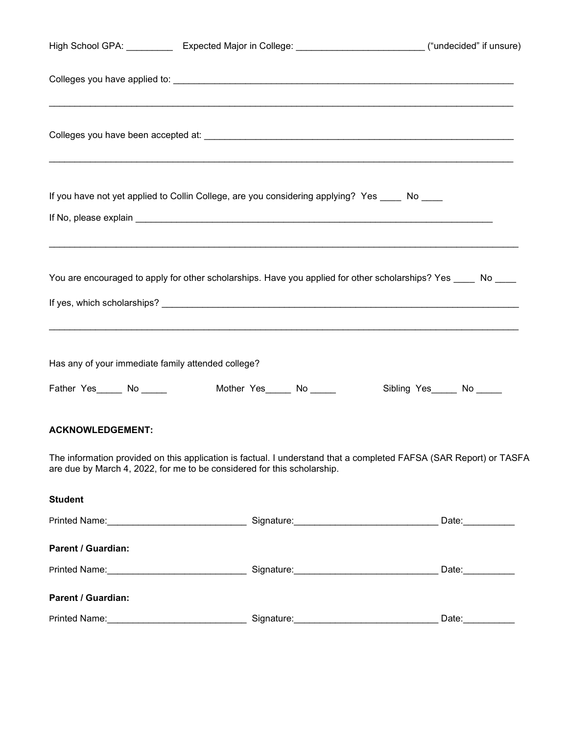High School GPA: _________ Expected Major in College: _________________________ ("undecided" if unsure)

Colleges you have applied to: ____________________________________________________________________

_____________________________________________________________________________________________

Colleges you have been accepted at: ______________________________________________________________

_____________________________________________________________________________________________

If you have not yet applied to Collin College, are you considering applying? Yes ____ No ____

If No, please explain ________________________________________________________________________

_____________________________________________________________________________________________

You are encouraged to apply for other scholarships. Have you applied for other scholarships? Yes ____ No ____

If yes, which scholarships? ____________________________________________________________________

_____________________________________________________________________________________________

Has any of your immediate family attended college?

Father Yes_____ No _____ Mother Yes_____ No _____ Sibling Yes_____ No _____

**ACKNOWLEDGEMENT:**

The information provided on this application is factual. I understand that a completed FAFSA (SAR Report) or TASFA are due by March 4, 2022, for me to be considered for this scholarship.

**Student**

Printed Name:___________________________ Signature:____________________________ Date:__________

**Parent / Guardian:**

Printed Name:___________________________ Signature:____________________________ Date:__________

**Parent / Guardian:**

Printed Name:___________________________ Signature:____________________________ Date:__________